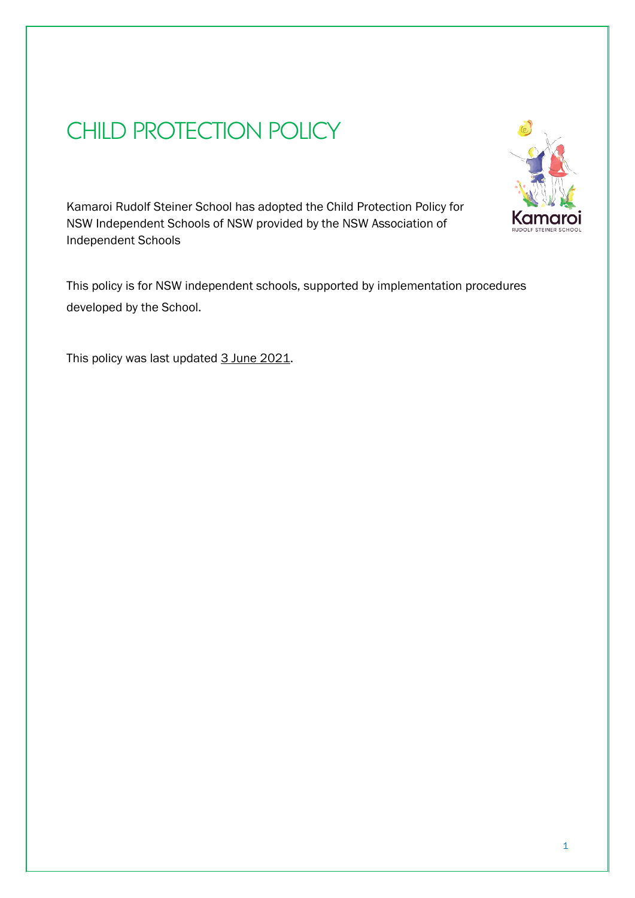# CHILD PROTECTION POLICY

Kamaroi Rudolf Steiner School has adopted the Child Protection Policy for NSW Independent Schools of NSW provided by the NSW Association of Independent Schools

This policy is for NSW independent schools, supported by implementation procedures developed by the School.

This policy was last updated 3 June 2021.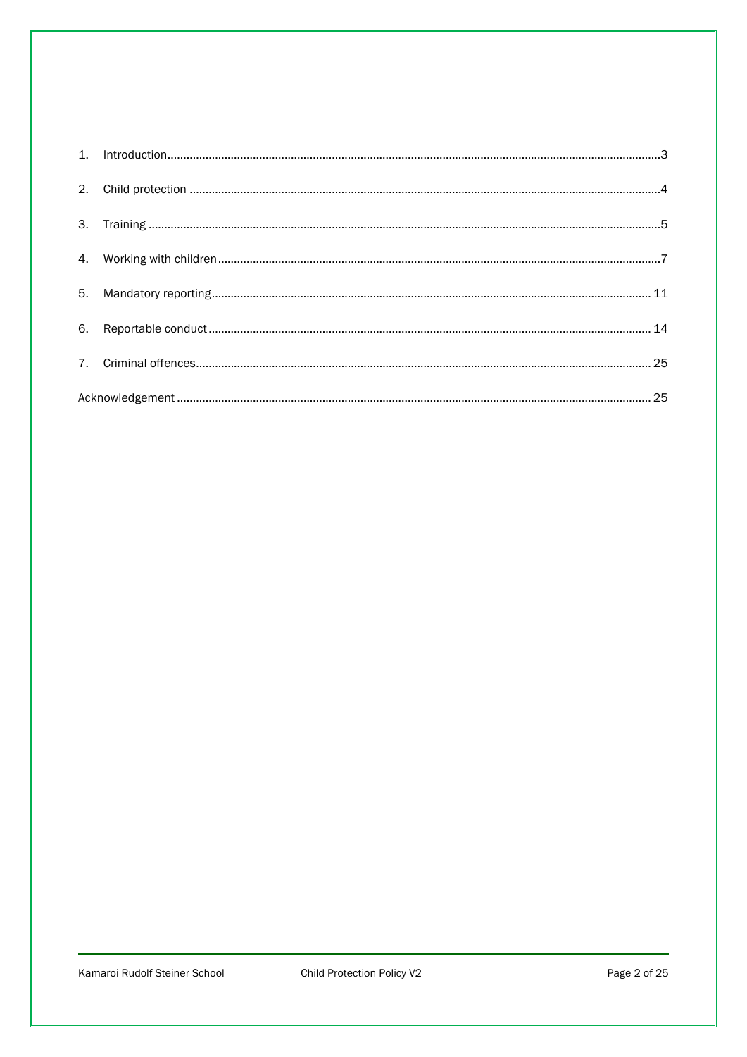1. Introduction ... 3
2. Child protection ... 4
3. Training ... 5
4. Working with children ... 7
5. Mandatory reporting ... 11
6. Reportable conduct ... 14
7. Criminal offences ... 25

Acknowledgement ... 25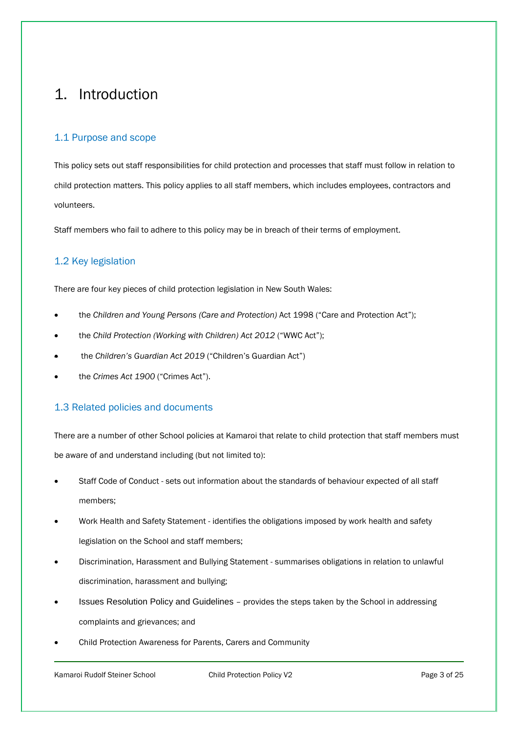# 1. Introduction

## 1.1 Purpose and scope

This policy sets out staff responsibilities for child protection and processes that staff must follow in relation to child protection matters. This policy applies to all staff members, which includes employees, contractors and volunteers.

Staff members who fail to adhere to this policy may be in breach of their terms of employment.

## 1.2 Key legislation

There are four key pieces of child protection legislation in New South Wales:

- the *Children and Young Persons (Care and Protection)* Act 1998 ("Care and Protection Act");
- the *Child Protection (Working with Children) Act 2012* ("WWC Act");
- the *Children's Guardian Act 2019* ("Children's Guardian Act")
- the *Crimes Act 1900* ("Crimes Act").

## 1.3 Related policies and documents

There are a number of other School policies at Kamaroi that relate to child protection that staff members must be aware of and understand including (but not limited to):

- Staff Code of Conduct - sets out information about the standards of behaviour expected of all staff members;
- Work Health and Safety Statement - identifies the obligations imposed by work health and safety legislation on the School and staff members;
- Discrimination, Harassment and Bullying Statement - summarises obligations in relation to unlawful discrimination, harassment and bullying;
- Issues Resolution Policy and Guidelines – provides the steps taken by the School in addressing complaints and grievances; and
- Child Protection Awareness for Parents, Carers and Community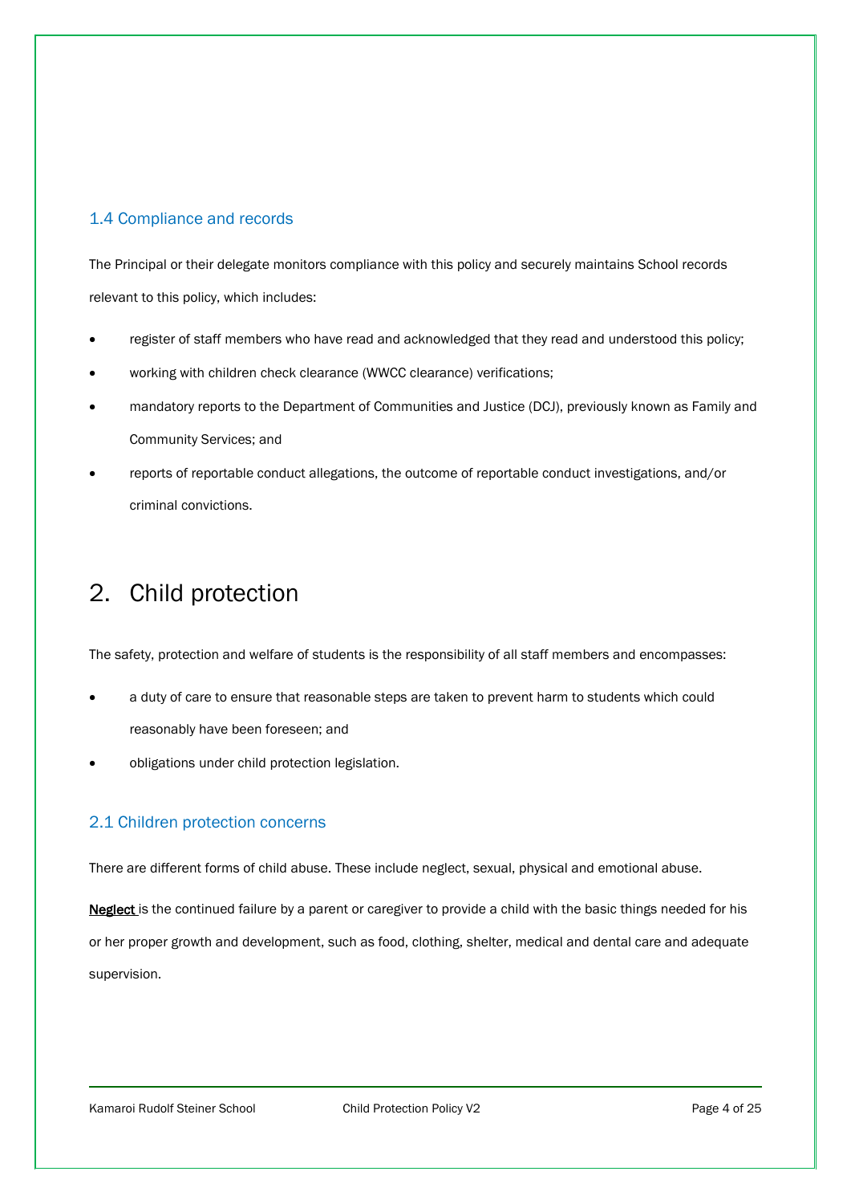### 1.4 Compliance and records

The Principal or their delegate monitors compliance with this policy and securely maintains School records relevant to this policy, which includes:

- register of staff members who have read and acknowledged that they read and understood this policy;
- working with children check clearance (WWCC clearance) verifications;
- mandatory reports to the Department of Communities and Justice (DCJ), previously known as Family and Community Services; and
- reports of reportable conduct allegations, the outcome of reportable conduct investigations, and/or criminal convictions.

# 2. Child protection

The safety, protection and welfare of students is the responsibility of all staff members and encompasses:

- a duty of care to ensure that reasonable steps are taken to prevent harm to students which could reasonably have been foreseen; and
- obligations under child protection legislation.

### 2.1 Children protection concerns

There are different forms of child abuse. These include neglect, sexual, physical and emotional abuse.

**Neglect** is the continued failure by a parent or caregiver to provide a child with the basic things needed for his or her proper growth and development, such as food, clothing, shelter, medical and dental care and adequate supervision.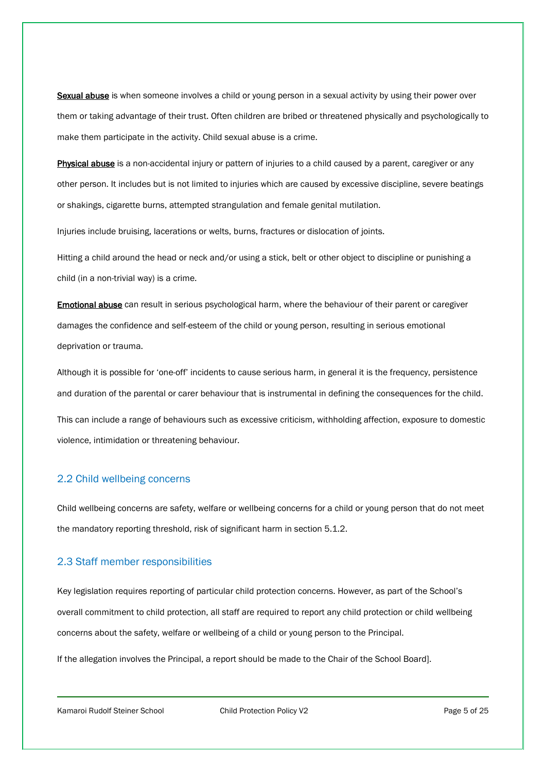**Sexual abuse** is when someone involves a child or young person in a sexual activity by using their power over them or taking advantage of their trust. Often children are bribed or threatened physically and psychologically to make them participate in the activity. Child sexual abuse is a crime.

**Physical abuse** is a non-accidental injury or pattern of injuries to a child caused by a parent, caregiver or any other person. It includes but is not limited to injuries which are caused by excessive discipline, severe beatings or shakings, cigarette burns, attempted strangulation and female genital mutilation.

Injuries include bruising, lacerations or welts, burns, fractures or dislocation of joints.

Hitting a child around the head or neck and/or using a stick, belt or other object to discipline or punishing a child (in a non-trivial way) is a crime.

**Emotional abuse** can result in serious psychological harm, where the behaviour of their parent or caregiver damages the confidence and self-esteem of the child or young person, resulting in serious emotional deprivation or trauma.

Although it is possible for 'one-off' incidents to cause serious harm, in general it is the frequency, persistence and duration of the parental or carer behaviour that is instrumental in defining the consequences for the child.

This can include a range of behaviours such as excessive criticism, withholding affection, exposure to domestic violence, intimidation or threatening behaviour.

## 2.2 Child wellbeing concerns

Child wellbeing concerns are safety, welfare or wellbeing concerns for a child or young person that do not meet the mandatory reporting threshold, risk of significant harm in section 5.1.2.

## 2.3 Staff member responsibilities

Key legislation requires reporting of particular child protection concerns. However, as part of the School's overall commitment to child protection, all staff are required to report any child protection or child wellbeing concerns about the safety, welfare or wellbeing of a child or young person to the Principal.

If the allegation involves the Principal, a report should be made to the Chair of the School Board].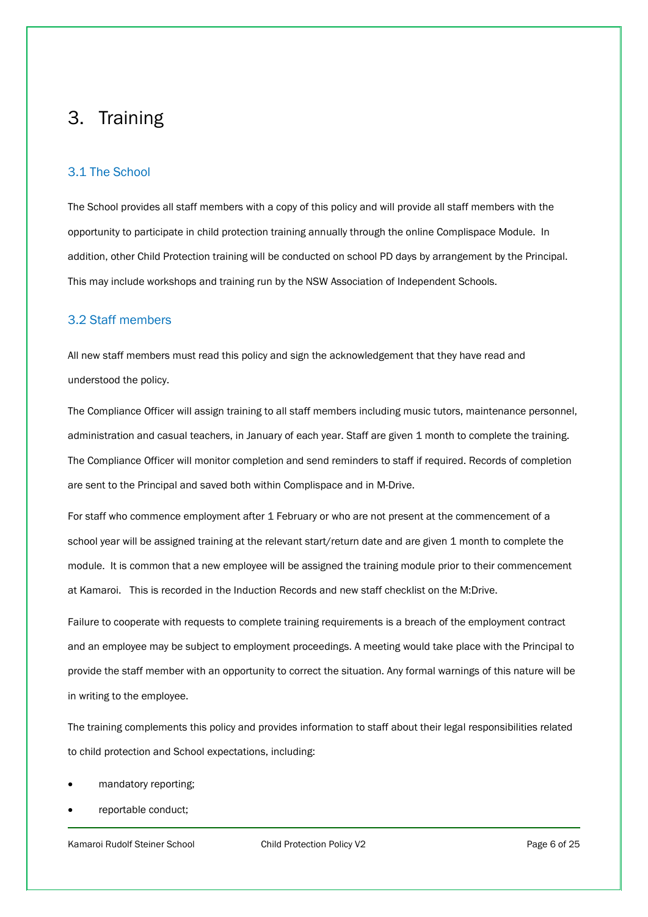# 3. Training

## 3.1 The School

The School provides all staff members with a copy of this policy and will provide all staff members with the opportunity to participate in child protection training annually through the online Complispace Module. In addition, other Child Protection training will be conducted on school PD days by arrangement by the Principal. This may include workshops and training run by the NSW Association of Independent Schools.

## 3.2 Staff members

All new staff members must read this policy and sign the acknowledgement that they have read and understood the policy.

The Compliance Officer will assign training to all staff members including music tutors, maintenance personnel, administration and casual teachers, in January of each year. Staff are given 1 month to complete the training. The Compliance Officer will monitor completion and send reminders to staff if required. Records of completion are sent to the Principal and saved both within Complispace and in M-Drive.

For staff who commence employment after 1 February or who are not present at the commencement of a school year will be assigned training at the relevant start/return date and are given 1 month to complete the module. It is common that a new employee will be assigned the training module prior to their commencement at Kamaroi. This is recorded in the Induction Records and new staff checklist on the M:Drive.

Failure to cooperate with requests to complete training requirements is a breach of the employment contract and an employee may be subject to employment proceedings. A meeting would take place with the Principal to provide the staff member with an opportunity to correct the situation. Any formal warnings of this nature will be in writing to the employee.

The training complements this policy and provides information to staff about their legal responsibilities related to child protection and School expectations, including:

- mandatory reporting;
- reportable conduct;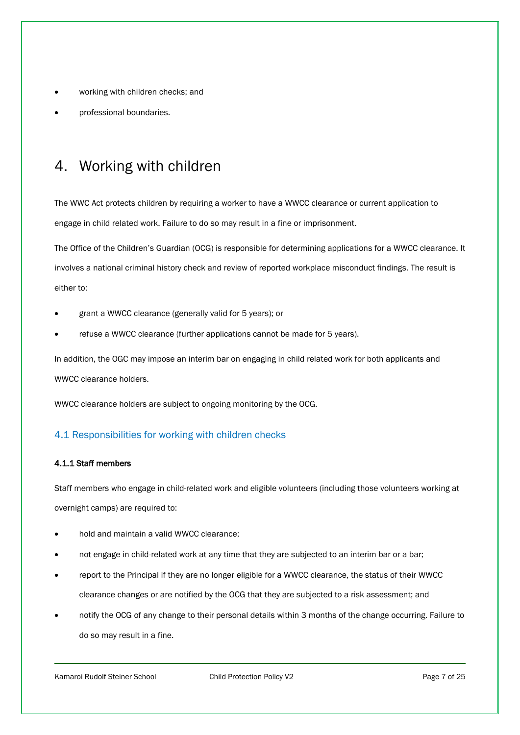- working with children checks; and
- professional boundaries.

# 4. Working with children

The WWC Act protects children by requiring a worker to have a WWCC clearance or current application to engage in child related work. Failure to do so may result in a fine or imprisonment.

The Office of the Children's Guardian (OCG) is responsible for determining applications for a WWCC clearance. It involves a national criminal history check and review of reported workplace misconduct findings. The result is either to:

- grant a WWCC clearance (generally valid for 5 years); or
- refuse a WWCC clearance (further applications cannot be made for 5 years).

In addition, the OGC may impose an interim bar on engaging in child related work for both applicants and WWCC clearance holders.

WWCC clearance holders are subject to ongoing monitoring by the OCG.

## 4.1 Responsibilities for working with children checks

### 4.1.1 Staff members

Staff members who engage in child-related work and eligible volunteers (including those volunteers working at overnight camps) are required to:

- hold and maintain a valid WWCC clearance;
- not engage in child-related work at any time that they are subjected to an interim bar or a bar;
- report to the Principal if they are no longer eligible for a WWCC clearance, the status of their WWCC clearance changes or are notified by the OCG that they are subjected to a risk assessment; and
- notify the OCG of any change to their personal details within 3 months of the change occurring. Failure to do so may result in a fine.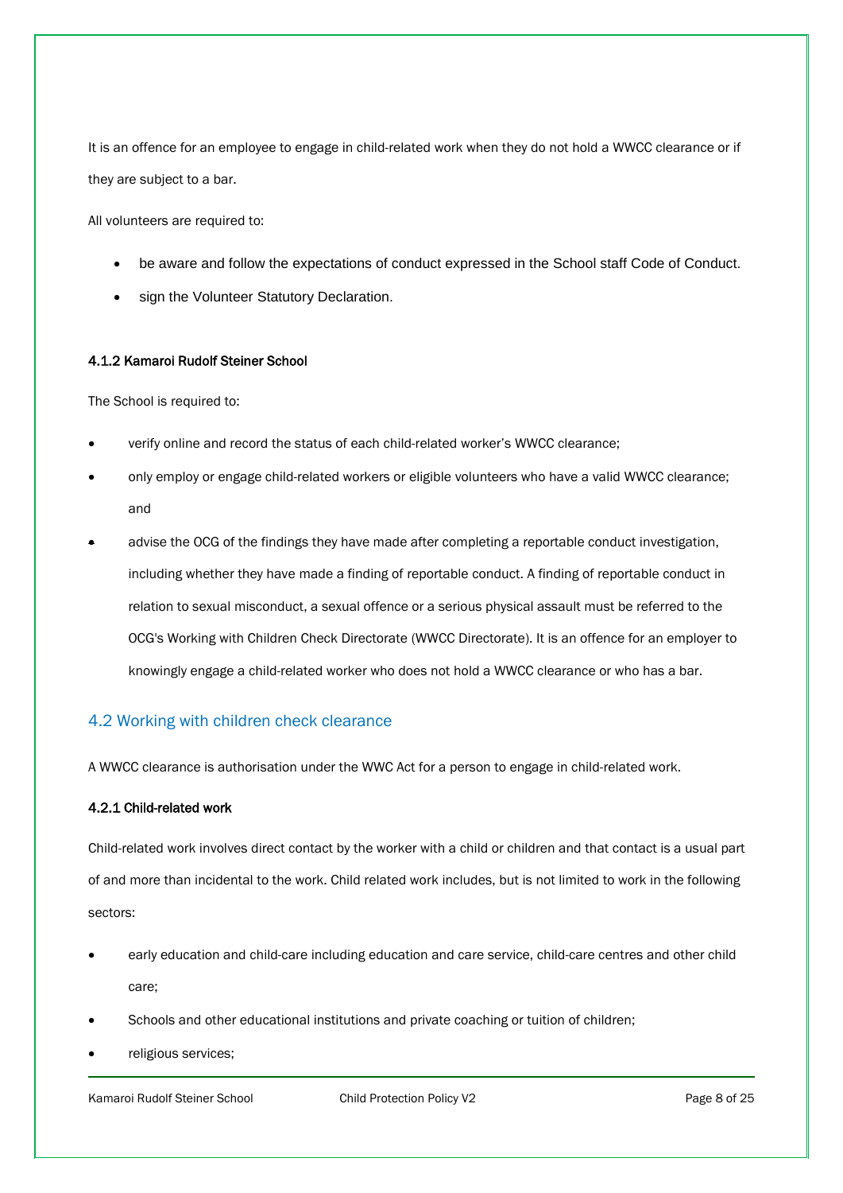It is an offence for an employee to engage in child-related work when they do not hold a WWCC clearance or if they are subject to a bar.

All volunteers are required to:

- be aware and follow the expectations of conduct expressed in the School staff Code of Conduct.
- sign the Volunteer Statutory Declaration.

#### 4.1.2 Kamaroi Rudolf Steiner School

The School is required to:

- verify online and record the status of each child-related worker's WWCC clearance;
- only employ or engage child-related workers or eligible volunteers who have a valid WWCC clearance; and
- advise the OCG of the findings they have made after completing a reportable conduct investigation, including whether they have made a finding of reportable conduct. A finding of reportable conduct in relation to sexual misconduct, a sexual offence or a serious physical assault must be referred to the OCG's Working with Children Check Directorate (WWCC Directorate). It is an offence for an employer to knowingly engage a child-related worker who does not hold a WWCC clearance or who has a bar.

### 4.2 Working with children check clearance

A WWCC clearance is authorisation under the WWC Act for a person to engage in child-related work.

#### 4.2.1 Child-related work

Child-related work involves direct contact by the worker with a child or children and that contact is a usual part of and more than incidental to the work. Child related work includes, but is not limited to work in the following sectors:

- early education and child-care including education and care service, child-care centres and other child care;
- Schools and other educational institutions and private coaching or tuition of children;
- religious services;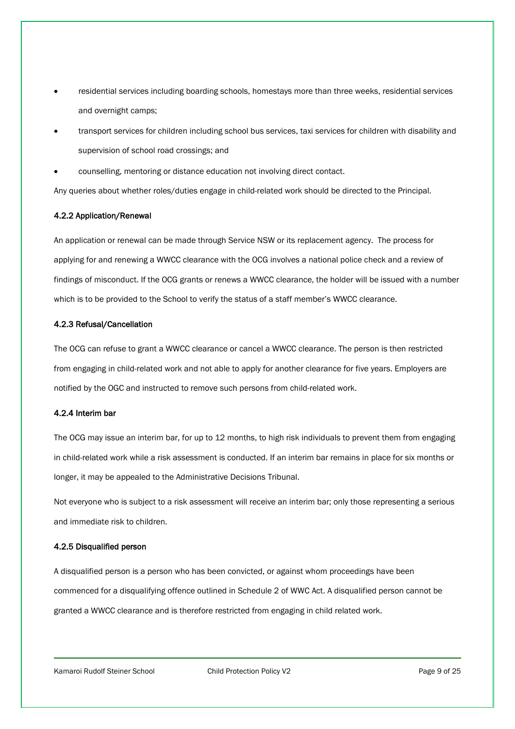- residential services including boarding schools, homestays more than three weeks, residential services and overnight camps;
- transport services for children including school bus services, taxi services for children with disability and supervision of school road crossings; and
- counselling, mentoring or distance education not involving direct contact.

Any queries about whether roles/duties engage in child-related work should be directed to the Principal.

#### 4.2.2 Application/Renewal

An application or renewal can be made through Service NSW or its replacement agency. The process for applying for and renewing a WWCC clearance with the OCG involves a national police check and a review of findings of misconduct. If the OCG grants or renews a WWCC clearance, the holder will be issued with a number which is to be provided to the School to verify the status of a staff member's WWCC clearance.

#### 4.2.3 Refusal/Cancellation

The OCG can refuse to grant a WWCC clearance or cancel a WWCC clearance. The person is then restricted from engaging in child-related work and not able to apply for another clearance for five years. Employers are notified by the OGC and instructed to remove such persons from child-related work.

#### 4.2.4 Interim bar

The OCG may issue an interim bar, for up to 12 months, to high risk individuals to prevent them from engaging in child-related work while a risk assessment is conducted. If an interim bar remains in place for six months or longer, it may be appealed to the Administrative Decisions Tribunal.

Not everyone who is subject to a risk assessment will receive an interim bar; only those representing a serious and immediate risk to children.

#### 4.2.5 Disqualified person

A disqualified person is a person who has been convicted, or against whom proceedings have been commenced for a disqualifying offence outlined in Schedule 2 of WWC Act. A disqualified person cannot be granted a WWCC clearance and is therefore restricted from engaging in child related work.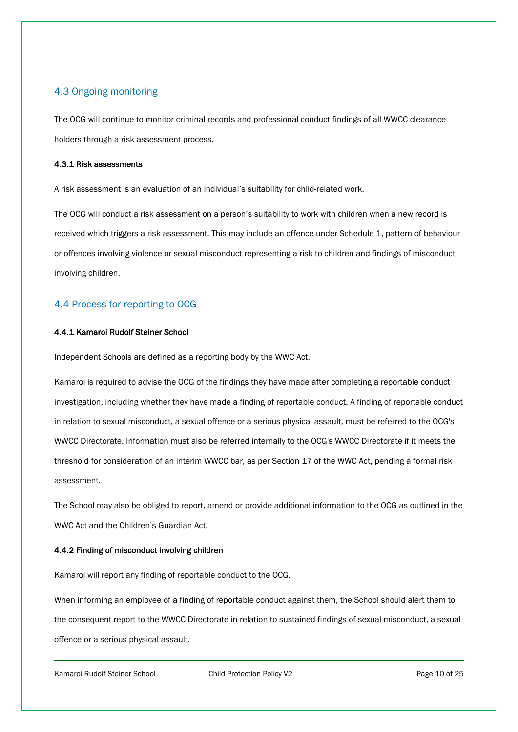## 4.3 Ongoing monitoring

The OCG will continue to monitor criminal records and professional conduct findings of all WWCC clearance holders through a risk assessment process.

### 4.3.1 Risk assessments

A risk assessment is an evaluation of an individual's suitability for child-related work.

The OCG will conduct a risk assessment on a person's suitability to work with children when a new record is received which triggers a risk assessment. This may include an offence under Schedule 1, pattern of behaviour or offences involving violence or sexual misconduct representing a risk to children and findings of misconduct involving children.

## 4.4 Process for reporting to OCG

### 4.4.1 Kamaroi Rudolf Steiner School

Independent Schools are defined as a reporting body by the WWC Act.

Kamaroi is required to advise the OCG of the findings they have made after completing a reportable conduct investigation, including whether they have made a finding of reportable conduct. A finding of reportable conduct in relation to sexual misconduct, a sexual offence or a serious physical assault, must be referred to the OCG's WWCC Directorate. Information must also be referred internally to the OCG's WWCC Directorate if it meets the threshold for consideration of an interim WWCC bar, as per Section 17 of the WWC Act, pending a formal risk assessment.

The School may also be obliged to report, amend or provide additional information to the OCG as outlined in the WWC Act and the Children's Guardian Act.

### 4.4.2 Finding of misconduct involving children

Kamaroi will report any finding of reportable conduct to the OCG.

When informing an employee of a finding of reportable conduct against them, the School should alert them to the consequent report to the WWCC Directorate in relation to sustained findings of sexual misconduct, a sexual offence or a serious physical assault.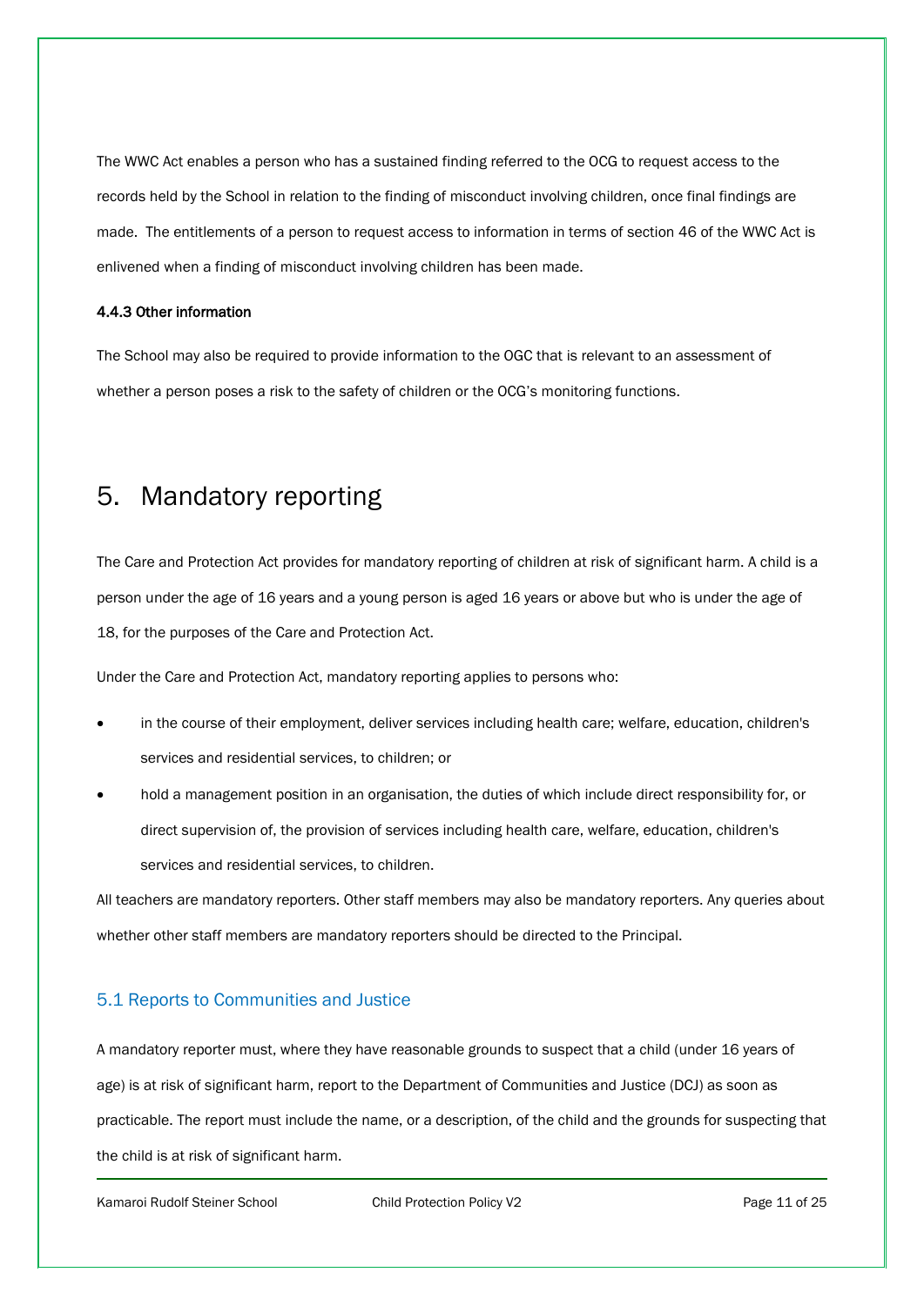The WWC Act enables a person who has a sustained finding referred to the OCG to request access to the records held by the School in relation to the finding of misconduct involving children, once final findings are made. The entitlements of a person to request access to information in terms of section 46 of the WWC Act is enlivened when a finding of misconduct involving children has been made.

#### 4.4.3 Other information

The School may also be required to provide information to the OGC that is relevant to an assessment of whether a person poses a risk to the safety of children or the OCG's monitoring functions.

# 5. Mandatory reporting

The Care and Protection Act provides for mandatory reporting of children at risk of significant harm. A child is a person under the age of 16 years and a young person is aged 16 years or above but who is under the age of 18, for the purposes of the Care and Protection Act.

Under the Care and Protection Act, mandatory reporting applies to persons who:

- in the course of their employment, deliver services including health care; welfare, education, children's services and residential services, to children; or
- hold a management position in an organisation, the duties of which include direct responsibility for, or direct supervision of, the provision of services including health care, welfare, education, children's services and residential services, to children.

All teachers are mandatory reporters. Other staff members may also be mandatory reporters. Any queries about whether other staff members are mandatory reporters should be directed to the Principal.

## 5.1 Reports to Communities and Justice

A mandatory reporter must, where they have reasonable grounds to suspect that a child (under 16 years of age) is at risk of significant harm, report to the Department of Communities and Justice (DCJ) as soon as practicable. The report must include the name, or a description, of the child and the grounds for suspecting that the child is at risk of significant harm.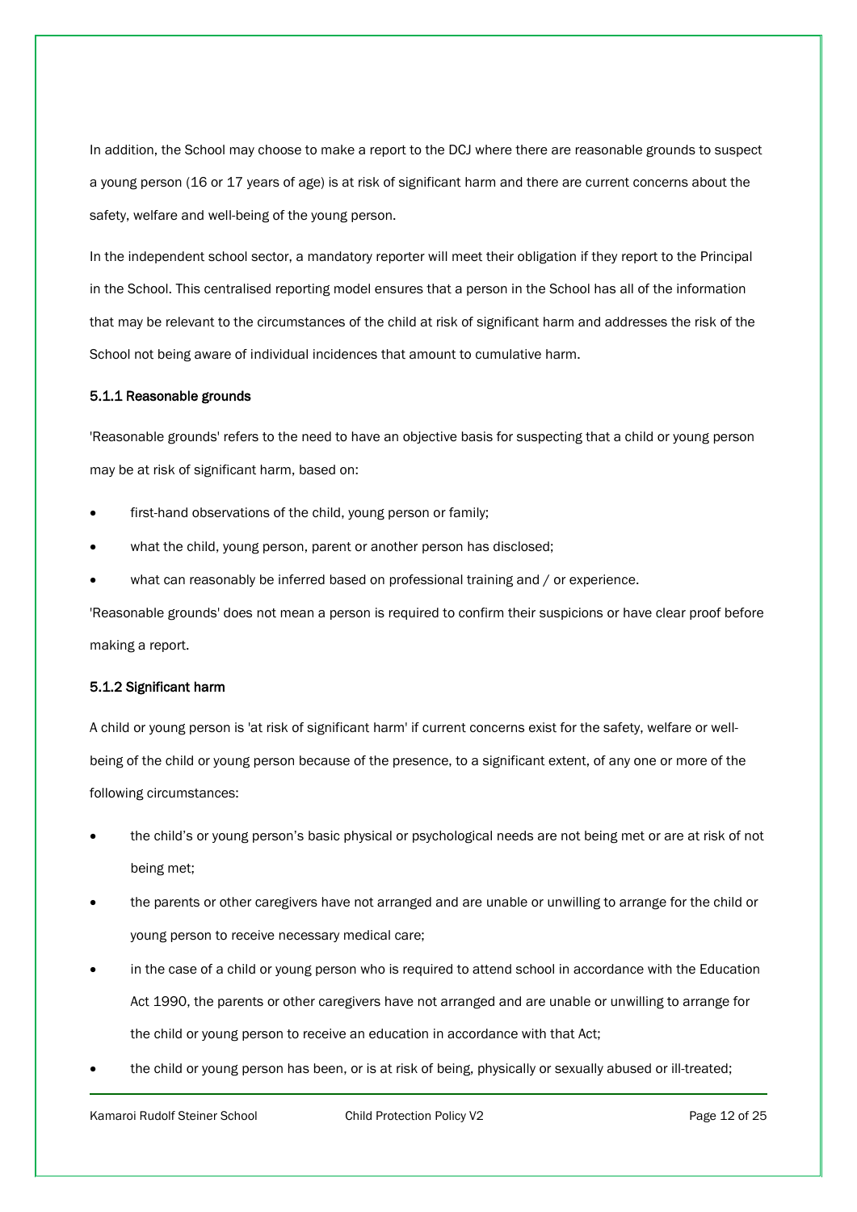In addition, the School may choose to make a report to the DCJ where there are reasonable grounds to suspect a young person (16 or 17 years of age) is at risk of significant harm and there are current concerns about the safety, welfare and well-being of the young person.

In the independent school sector, a mandatory reporter will meet their obligation if they report to the Principal in the School. This centralised reporting model ensures that a person in the School has all of the information that may be relevant to the circumstances of the child at risk of significant harm and addresses the risk of the School not being aware of individual incidences that amount to cumulative harm.

#### 5.1.1 Reasonable grounds

'Reasonable grounds' refers to the need to have an objective basis for suspecting that a child or young person may be at risk of significant harm, based on:

- first-hand observations of the child, young person or family;
- what the child, young person, parent or another person has disclosed;
- what can reasonably be inferred based on professional training and / or experience.

'Reasonable grounds' does not mean a person is required to confirm their suspicions or have clear proof before making a report.

#### 5.1.2 Significant harm

A child or young person is 'at risk of significant harm' if current concerns exist for the safety, welfare or well-being of the child or young person because of the presence, to a significant extent, of any one or more of the following circumstances:

- the child's or young person's basic physical or psychological needs are not being met or are at risk of not being met;
- the parents or other caregivers have not arranged and are unable or unwilling to arrange for the child or young person to receive necessary medical care;
- in the case of a child or young person who is required to attend school in accordance with the Education Act 1990, the parents or other caregivers have not arranged and are unable or unwilling to arrange for the child or young person to receive an education in accordance with that Act;
- the child or young person has been, or is at risk of being, physically or sexually abused or ill-treated;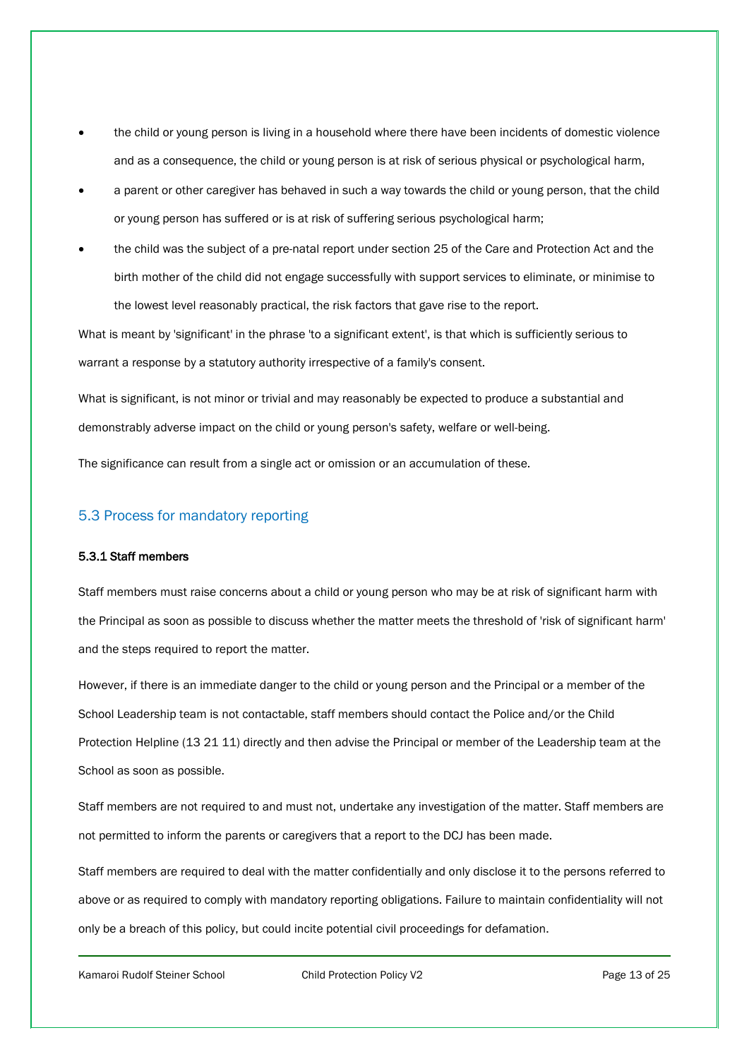- the child or young person is living in a household where there have been incidents of domestic violence and as a consequence, the child or young person is at risk of serious physical or psychological harm,
- a parent or other caregiver has behaved in such a way towards the child or young person, that the child or young person has suffered or is at risk of suffering serious psychological harm;
- the child was the subject of a pre-natal report under section 25 of the Care and Protection Act and the birth mother of the child did not engage successfully with support services to eliminate, or minimise to the lowest level reasonably practical, the risk factors that gave rise to the report.

What is meant by 'significant' in the phrase 'to a significant extent', is that which is sufficiently serious to warrant a response by a statutory authority irrespective of a family's consent.

What is significant, is not minor or trivial and may reasonably be expected to produce a substantial and demonstrably adverse impact on the child or young person's safety, welfare or well-being.

The significance can result from a single act or omission or an accumulation of these.

## 5.3 Process for mandatory reporting

#### 5.3.1 Staff members

Staff members must raise concerns about a child or young person who may be at risk of significant harm with the Principal as soon as possible to discuss whether the matter meets the threshold of 'risk of significant harm' and the steps required to report the matter.

However, if there is an immediate danger to the child or young person and the Principal or a member of the School Leadership team is not contactable, staff members should contact the Police and/or the Child Protection Helpline (13 21 11) directly and then advise the Principal or member of the Leadership team at the School as soon as possible.

Staff members are not required to and must not, undertake any investigation of the matter. Staff members are not permitted to inform the parents or caregivers that a report to the DCJ has been made.

Staff members are required to deal with the matter confidentially and only disclose it to the persons referred to above or as required to comply with mandatory reporting obligations. Failure to maintain confidentiality will not only be a breach of this policy, but could incite potential civil proceedings for defamation.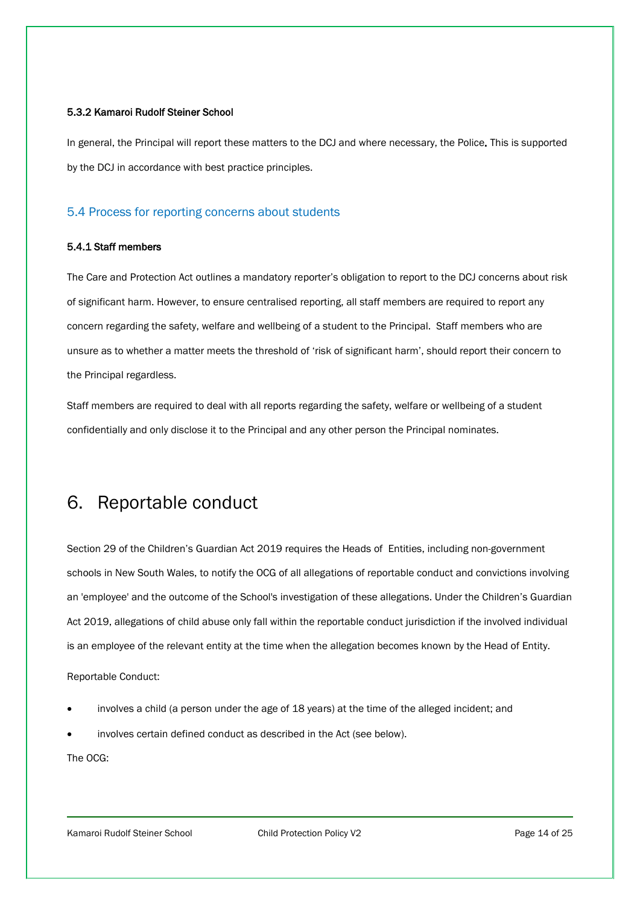#### 5.3.2 Kamaroi Rudolf Steiner School

In general, the Principal will report these matters to the DCJ and where necessary, the Police. This is supported by the DCJ in accordance with best practice principles.

### 5.4 Process for reporting concerns about students

#### 5.4.1 Staff members

The Care and Protection Act outlines a mandatory reporter's obligation to report to the DCJ concerns about risk of significant harm. However, to ensure centralised reporting, all staff members are required to report any concern regarding the safety, welfare and wellbeing of a student to the Principal. Staff members who are unsure as to whether a matter meets the threshold of 'risk of significant harm', should report their concern to the Principal regardless.

Staff members are required to deal with all reports regarding the safety, welfare or wellbeing of a student confidentially and only disclose it to the Principal and any other person the Principal nominates.

## 6. Reportable conduct

Section 29 of the Children's Guardian Act 2019 requires the Heads of Entities, including non-government schools in New South Wales, to notify the OCG of all allegations of reportable conduct and convictions involving an 'employee' and the outcome of the School's investigation of these allegations. Under the Children's Guardian Act 2019, allegations of child abuse only fall within the reportable conduct jurisdiction if the involved individual is an employee of the relevant entity at the time when the allegation becomes known by the Head of Entity.

Reportable Conduct:

- involves a child (a person under the age of 18 years) at the time of the alleged incident; and
- involves certain defined conduct as described in the Act (see below).

The OCG: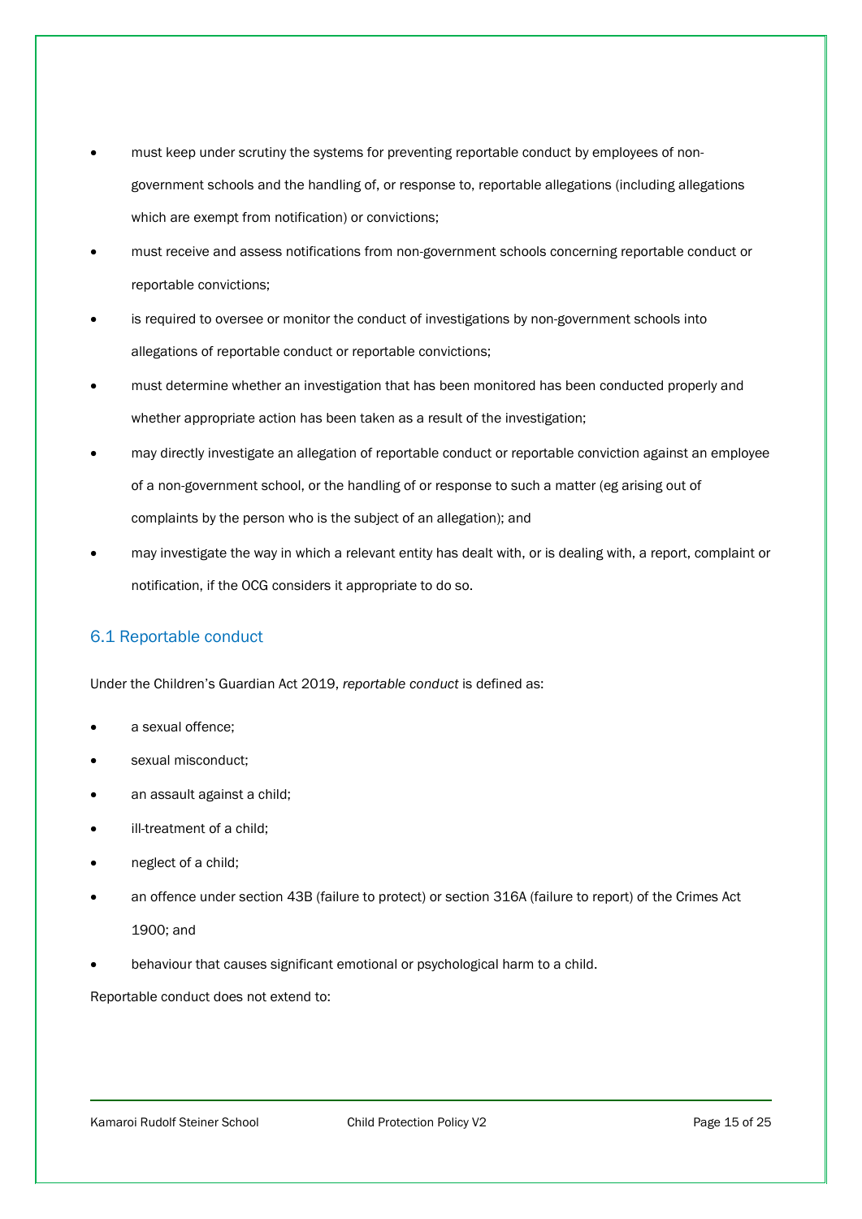- must keep under scrutiny the systems for preventing reportable conduct by employees of non-government schools and the handling of, or response to, reportable allegations (including allegations which are exempt from notification) or convictions;
- must receive and assess notifications from non-government schools concerning reportable conduct or reportable convictions;
- is required to oversee or monitor the conduct of investigations by non-government schools into allegations of reportable conduct or reportable convictions;
- must determine whether an investigation that has been monitored has been conducted properly and whether appropriate action has been taken as a result of the investigation;
- may directly investigate an allegation of reportable conduct or reportable conviction against an employee of a non-government school, or the handling of or response to such a matter (eg arising out of complaints by the person who is the subject of an allegation); and
- may investigate the way in which a relevant entity has dealt with, or is dealing with, a report, complaint or notification, if the OCG considers it appropriate to do so.

## 6.1 Reportable conduct

Under the Children's Guardian Act 2019, *reportable conduct* is defined as:

- a sexual offence;
- sexual misconduct;
- an assault against a child;
- ill-treatment of a child;
- neglect of a child;
- an offence under section 43B (failure to protect) or section 316A (failure to report) of the Crimes Act 1900; and
- behaviour that causes significant emotional or psychological harm to a child.

Reportable conduct does not extend to: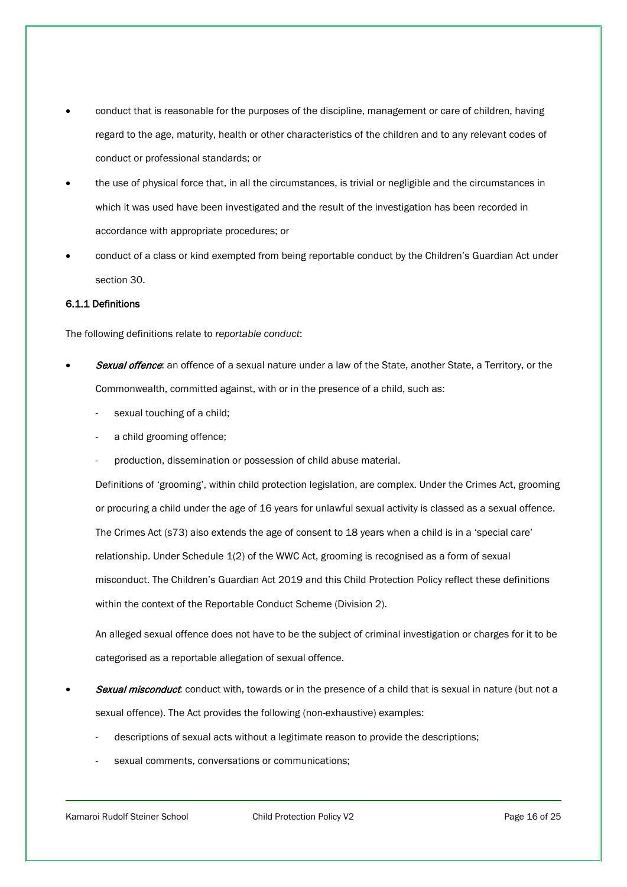- conduct that is reasonable for the purposes of the discipline, management or care of children, having regard to the age, maturity, health or other characteristics of the children and to any relevant codes of conduct or professional standards; or
- the use of physical force that, in all the circumstances, is trivial or negligible and the circumstances in which it was used have been investigated and the result of the investigation has been recorded in accordance with appropriate procedures; or
- conduct of a class or kind exempted from being reportable conduct by the Children's Guardian Act under section 30.

#### 6.1.1 Definitions

The following definitions relate to *reportable conduct*:

- ***Sexual offence***: an offence of a sexual nature under a law of the State, another State, a Territory, or the Commonwealth, committed against, with or in the presence of a child, such as:
  - sexual touching of a child;
  - a child grooming offence;
  - production, dissemination or possession of child abuse material.

  Definitions of 'grooming', within child protection legislation, are complex. Under the Crimes Act, grooming or procuring a child under the age of 16 years for unlawful sexual activity is classed as a sexual offence. The Crimes Act (s73) also extends the age of consent to 18 years when a child is in a 'special care' relationship. Under Schedule 1(2) of the WWC Act, grooming is recognised as a form of sexual misconduct. The Children's Guardian Act 2019 and this Child Protection Policy reflect these definitions within the context of the Reportable Conduct Scheme (Division 2).

  An alleged sexual offence does not have to be the subject of criminal investigation or charges for it to be categorised as a reportable allegation of sexual offence.

- ***Sexual misconduct***: conduct with, towards or in the presence of a child that is sexual in nature (but not a sexual offence). The Act provides the following (non-exhaustive) examples:
  - descriptions of sexual acts without a legitimate reason to provide the descriptions;
  - sexual comments, conversations or communications;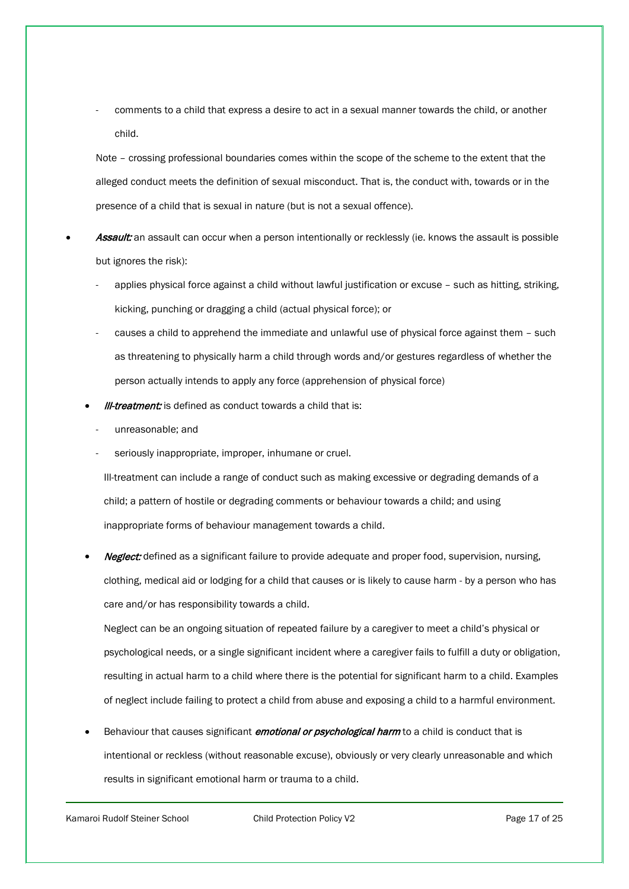- comments to a child that express a desire to act in a sexual manner towards the child, or another child.

  Note – crossing professional boundaries comes within the scope of the scheme to the extent that the alleged conduct meets the definition of sexual misconduct. That is, the conduct with, towards or in the presence of a child that is sexual in nature (but is not a sexual offence).

- ***Assault:*** an assault can occur when a person intentionally or recklessly (ie. knows the assault is possible but ignores the risk):
  - applies physical force against a child without lawful justification or excuse – such as hitting, striking, kicking, punching or dragging a child (actual physical force); or
  - causes a child to apprehend the immediate and unlawful use of physical force against them – such as threatening to physically harm a child through words and/or gestures regardless of whether the person actually intends to apply any force (apprehension of physical force)

- ***Ill-treatment:*** is defined as conduct towards a child that is:
  - unreasonable; and
  - seriously inappropriate, improper, inhumane or cruel.

  Ill-treatment can include a range of conduct such as making excessive or degrading demands of a child; a pattern of hostile or degrading comments or behaviour towards a child; and using inappropriate forms of behaviour management towards a child.

- ***Neglect:*** defined as a significant failure to provide adequate and proper food, supervision, nursing, clothing, medical aid or lodging for a child that causes or is likely to cause harm - by a person who has care and/or has responsibility towards a child.

  Neglect can be an ongoing situation of repeated failure by a caregiver to meet a child's physical or psychological needs, or a single significant incident where a caregiver fails to fulfill a duty or obligation, resulting in actual harm to a child where there is the potential for significant harm to a child. Examples of neglect include failing to protect a child from abuse and exposing a child to a harmful environment.

- Behaviour that causes significant ***emotional or psychological harm*** to a child is conduct that is intentional or reckless (without reasonable excuse), obviously or very clearly unreasonable and which results in significant emotional harm or trauma to a child.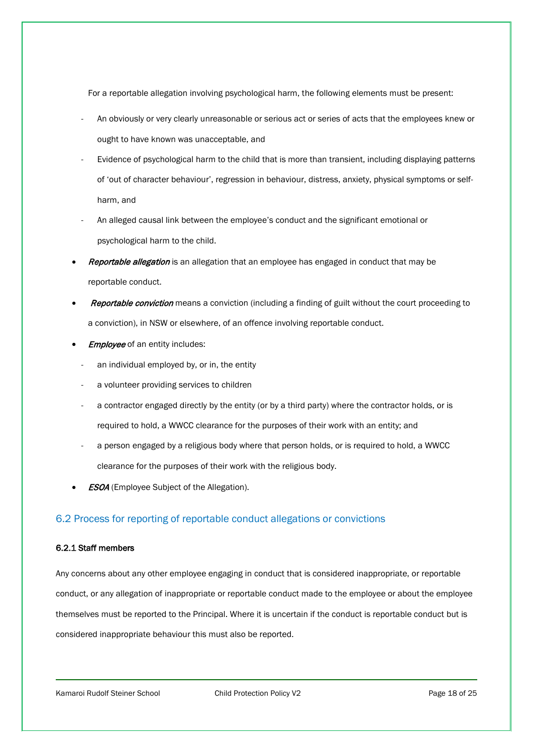For a reportable allegation involving psychological harm, the following elements must be present:

- An obviously or very clearly unreasonable or serious act or series of acts that the employees knew or ought to have known was unacceptable, and
- Evidence of psychological harm to the child that is more than transient, including displaying patterns of 'out of character behaviour', regression in behaviour, distress, anxiety, physical symptoms or self-harm, and
- An alleged causal link between the employee's conduct and the significant emotional or psychological harm to the child.

- *Reportable allegation* is an allegation that an employee has engaged in conduct that may be reportable conduct.
- *Reportable conviction* means a conviction (including a finding of guilt without the court proceeding to a conviction), in NSW or elsewhere, of an offence involving reportable conduct.
- *Employee* of an entity includes:
  - an individual employed by, or in, the entity
  - a volunteer providing services to children
  - a contractor engaged directly by the entity (or by a third party) where the contractor holds, or is required to hold, a WWCC clearance for the purposes of their work with an entity; and
  - a person engaged by a religious body where that person holds, or is required to hold, a WWCC clearance for the purposes of their work with the religious body.
- *ESOA* (Employee Subject of the Allegation).

## 6.2 Process for reporting of reportable conduct allegations or convictions

#### 6.2.1 Staff members

Any concerns about any other employee engaging in conduct that is considered inappropriate, or reportable conduct, or any allegation of inappropriate or reportable conduct made to the employee or about the employee themselves must be reported to the Principal. Where it is uncertain if the conduct is reportable conduct but is considered inappropriate behaviour this must also be reported.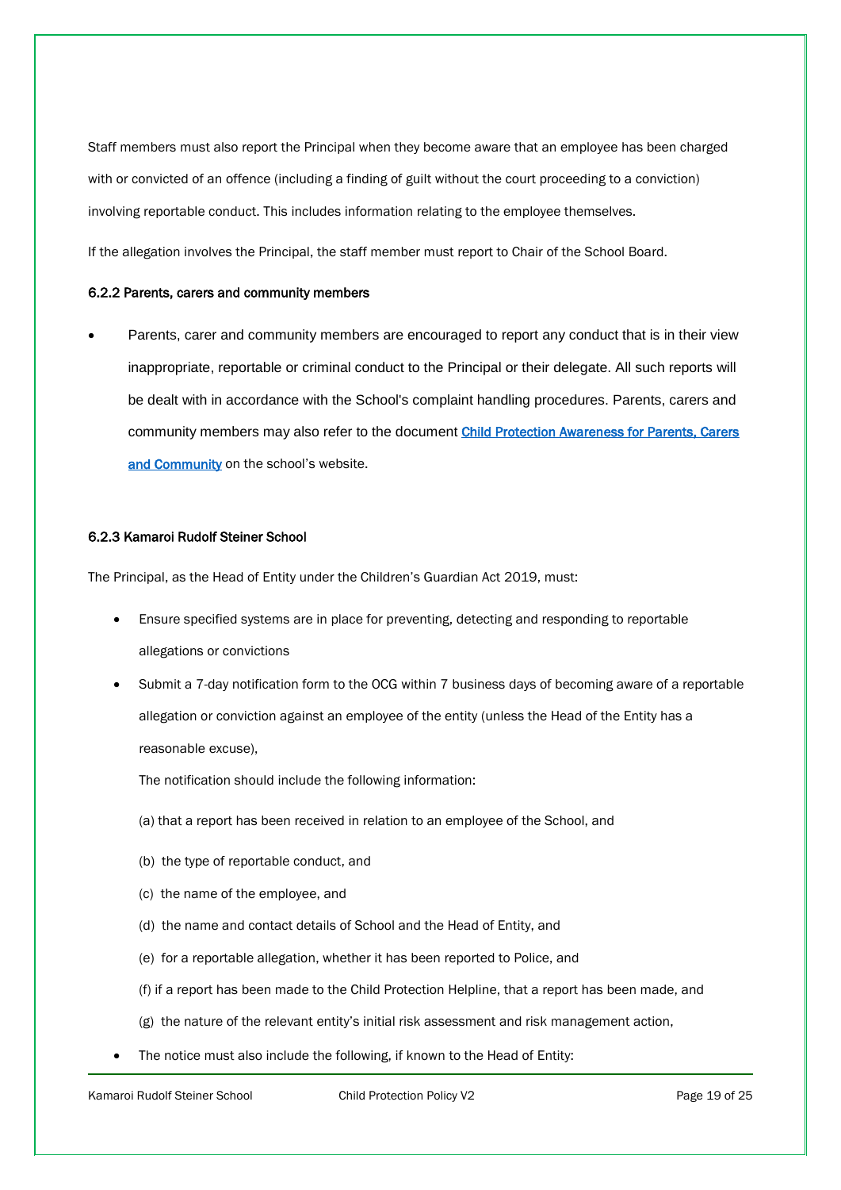Staff members must also report the Principal when they become aware that an employee has been charged with or convicted of an offence (including a finding of guilt without the court proceeding to a conviction) involving reportable conduct. This includes information relating to the employee themselves.

If the allegation involves the Principal, the staff member must report to Chair of the School Board.

#### 6.2.2 Parents, carers and community members

- Parents, carer and community members are encouraged to report any conduct that is in their view inappropriate, reportable or criminal conduct to the Principal or their delegate. All such reports will be dealt with in accordance with the School's complaint handling procedures. Parents, carers and community members may also refer to the document [Child Protection Awareness for Parents, Carers and Community] on the school's website.

#### 6.2.3 Kamaroi Rudolf Steiner School

The Principal, as the Head of Entity under the Children's Guardian Act 2019, must:

- Ensure specified systems are in place for preventing, detecting and responding to reportable allegations or convictions
- Submit a 7-day notification form to the OCG within 7 business days of becoming aware of a reportable allegation or conviction against an employee of the entity (unless the Head of the Entity has a reasonable excuse),

  The notification should include the following information:

  (a) that a report has been received in relation to an employee of the School, and

  (b) the type of reportable conduct, and

  (c) the name of the employee, and

  (d) the name and contact details of School and the Head of Entity, and

  (e) for a reportable allegation, whether it has been reported to Police, and

  (f) if a report has been made to the Child Protection Helpline, that a report has been made, and

  (g) the nature of the relevant entity's initial risk assessment and risk management action,

- The notice must also include the following, if known to the Head of Entity: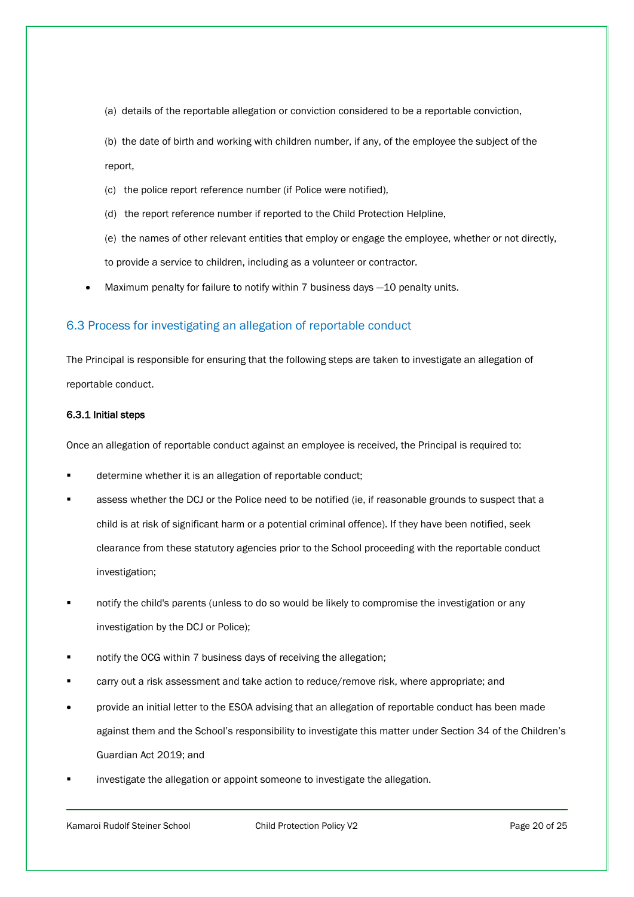(a) details of the reportable allegation or conviction considered to be a reportable conviction,

(b) the date of birth and working with children number, if any, of the employee the subject of the report,

(c) the police report reference number (if Police were notified),

(d) the report reference number if reported to the Child Protection Helpline,

(e) the names of other relevant entities that employ or engage the employee, whether or not directly, to provide a service to children, including as a volunteer or contractor.

- Maximum penalty for failure to notify within 7 business days —10 penalty units.

## 6.3 Process for investigating an allegation of reportable conduct

The Principal is responsible for ensuring that the following steps are taken to investigate an allegation of reportable conduct.

#### 6.3.1 Initial steps

Once an allegation of reportable conduct against an employee is received, the Principal is required to:

- determine whether it is an allegation of reportable conduct;
- assess whether the DCJ or the Police need to be notified (ie, if reasonable grounds to suspect that a child is at risk of significant harm or a potential criminal offence). If they have been notified, seek clearance from these statutory agencies prior to the School proceeding with the reportable conduct investigation;
- notify the child's parents (unless to do so would be likely to compromise the investigation or any investigation by the DCJ or Police);
- notify the OCG within 7 business days of receiving the allegation;
- carry out a risk assessment and take action to reduce/remove risk, where appropriate; and
- provide an initial letter to the ESOA advising that an allegation of reportable conduct has been made against them and the School's responsibility to investigate this matter under Section 34 of the Children's Guardian Act 2019; and
- investigate the allegation or appoint someone to investigate the allegation.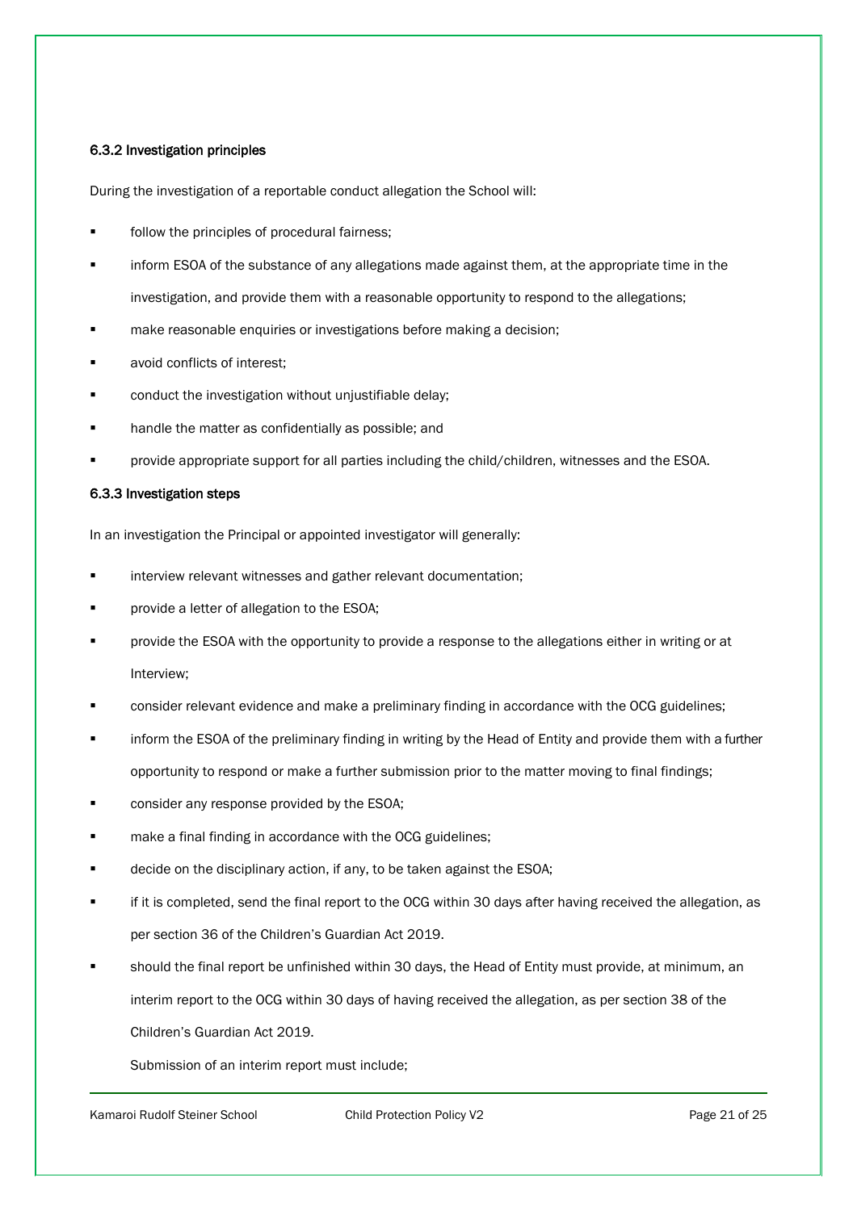#### 6.3.2 Investigation principles

During the investigation of a reportable conduct allegation the School will:

- follow the principles of procedural fairness;
- inform ESOA of the substance of any allegations made against them, at the appropriate time in the investigation, and provide them with a reasonable opportunity to respond to the allegations;
- make reasonable enquiries or investigations before making a decision;
- avoid conflicts of interest;
- conduct the investigation without unjustifiable delay;
- handle the matter as confidentially as possible; and
- provide appropriate support for all parties including the child/children, witnesses and the ESOA.

#### 6.3.3 Investigation steps

In an investigation the Principal or appointed investigator will generally:

- interview relevant witnesses and gather relevant documentation;
- provide a letter of allegation to the ESOA;
- provide the ESOA with the opportunity to provide a response to the allegations either in writing or at Interview;
- consider relevant evidence and make a preliminary finding in accordance with the OCG guidelines;
- inform the ESOA of the preliminary finding in writing by the Head of Entity and provide them with a further opportunity to respond or make a further submission prior to the matter moving to final findings;
- consider any response provided by the ESOA;
- make a final finding in accordance with the OCG guidelines;
- decide on the disciplinary action, if any, to be taken against the ESOA;
- if it is completed, send the final report to the OCG within 30 days after having received the allegation, as per section 36 of the Children's Guardian Act 2019.
- should the final report be unfinished within 30 days, the Head of Entity must provide, at minimum, an interim report to the OCG within 30 days of having received the allegation, as per section 38 of the Children's Guardian Act 2019.

  Submission of an interim report must include;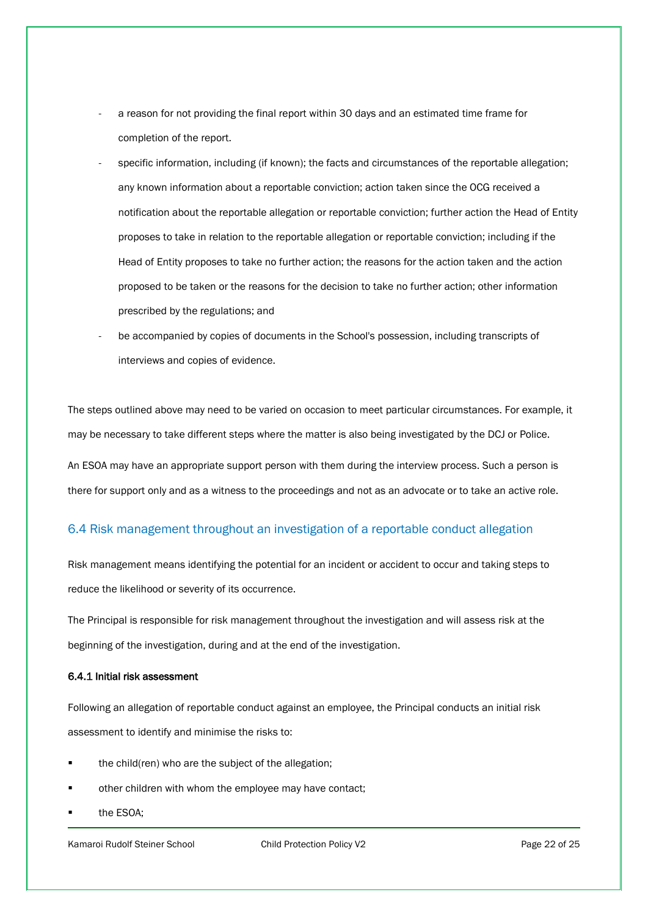- a reason for not providing the final report within 30 days and an estimated time frame for completion of the report.
- specific information, including (if known); the facts and circumstances of the reportable allegation; any known information about a reportable conviction; action taken since the OCG received a notification about the reportable allegation or reportable conviction; further action the Head of Entity proposes to take in relation to the reportable allegation or reportable conviction; including if the Head of Entity proposes to take no further action; the reasons for the action taken and the action proposed to be taken or the reasons for the decision to take no further action; other information prescribed by the regulations; and
- be accompanied by copies of documents in the School's possession, including transcripts of interviews and copies of evidence.

The steps outlined above may need to be varied on occasion to meet particular circumstances. For example, it may be necessary to take different steps where the matter is also being investigated by the DCJ or Police.

An ESOA may have an appropriate support person with them during the interview process. Such a person is there for support only and as a witness to the proceedings and not as an advocate or to take an active role.

## 6.4 Risk management throughout an investigation of a reportable conduct allegation

Risk management means identifying the potential for an incident or accident to occur and taking steps to reduce the likelihood or severity of its occurrence.

The Principal is responsible for risk management throughout the investigation and will assess risk at the beginning of the investigation, during and at the end of the investigation.

#### 6.4.1 Initial risk assessment

Following an allegation of reportable conduct against an employee, the Principal conducts an initial risk assessment to identify and minimise the risks to:

- the child(ren) who are the subject of the allegation;
- other children with whom the employee may have contact;
- the ESOA;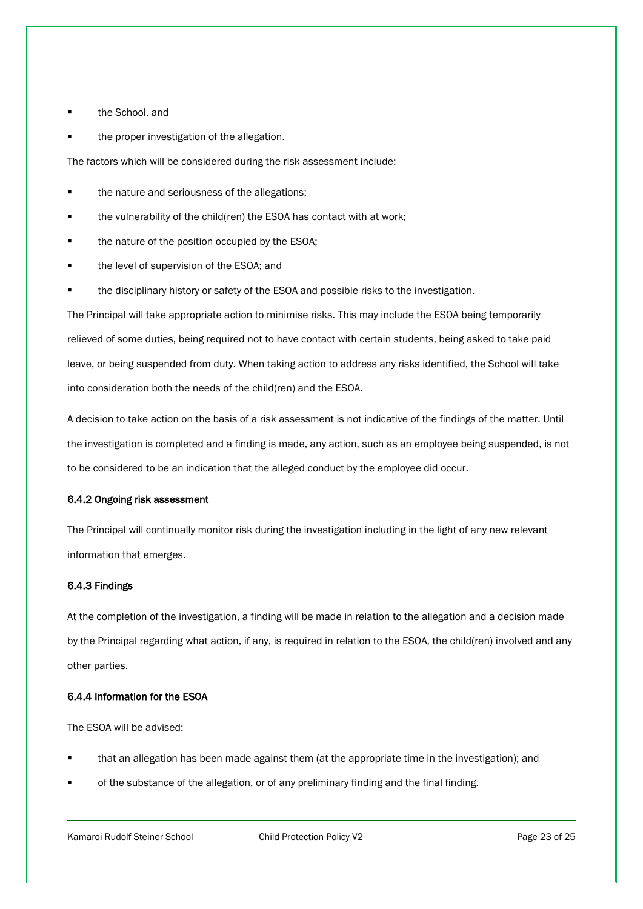- the School, and
- the proper investigation of the allegation.

The factors which will be considered during the risk assessment include:

- the nature and seriousness of the allegations;
- the vulnerability of the child(ren) the ESOA has contact with at work;
- the nature of the position occupied by the ESOA;
- the level of supervision of the ESOA; and
- the disciplinary history or safety of the ESOA and possible risks to the investigation.

The Principal will take appropriate action to minimise risks. This may include the ESOA being temporarily relieved of some duties, being required not to have contact with certain students, being asked to take paid leave, or being suspended from duty. When taking action to address any risks identified, the School will take into consideration both the needs of the child(ren) and the ESOA.

A decision to take action on the basis of a risk assessment is not indicative of the findings of the matter. Until the investigation is completed and a finding is made, any action, such as an employee being suspended, is not to be considered to be an indication that the alleged conduct by the employee did occur.

#### 6.4.2 Ongoing risk assessment

The Principal will continually monitor risk during the investigation including in the light of any new relevant information that emerges.

#### 6.4.3 Findings

At the completion of the investigation, a finding will be made in relation to the allegation and a decision made by the Principal regarding what action, if any, is required in relation to the ESOA, the child(ren) involved and any other parties.

#### 6.4.4 Information for the ESOA

The ESOA will be advised:

- that an allegation has been made against them (at the appropriate time in the investigation); and
- of the substance of the allegation, or of any preliminary finding and the final finding.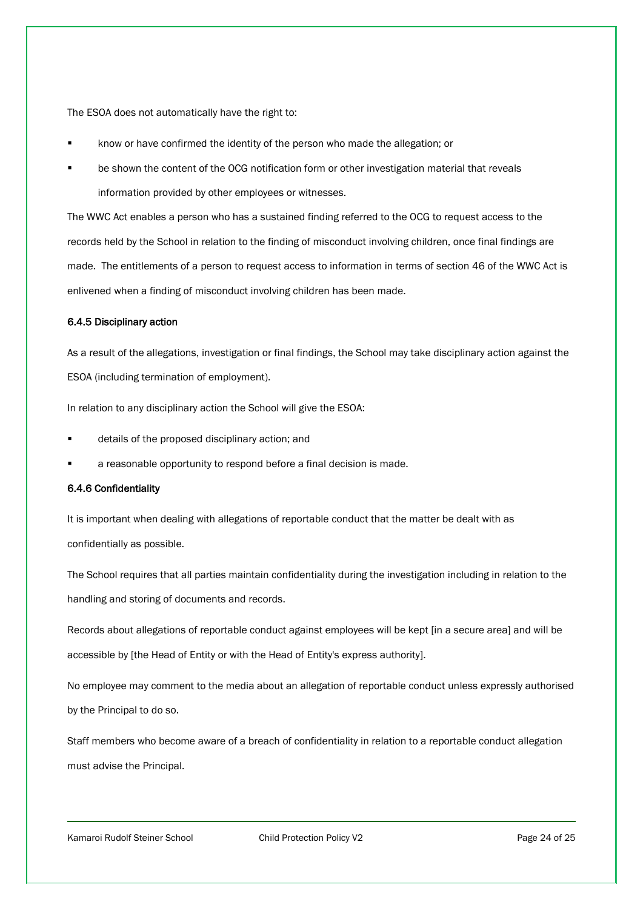The ESOA does not automatically have the right to:

- know or have confirmed the identity of the person who made the allegation; or
- be shown the content of the OCG notification form or other investigation material that reveals information provided by other employees or witnesses.

The WWC Act enables a person who has a sustained finding referred to the OCG to request access to the records held by the School in relation to the finding of misconduct involving children, once final findings are made. The entitlements of a person to request access to information in terms of section 46 of the WWC Act is enlivened when a finding of misconduct involving children has been made.

#### 6.4.5 Disciplinary action

As a result of the allegations, investigation or final findings, the School may take disciplinary action against the ESOA (including termination of employment).

In relation to any disciplinary action the School will give the ESOA:

- details of the proposed disciplinary action; and
- a reasonable opportunity to respond before a final decision is made.

#### 6.4.6 Confidentiality

It is important when dealing with allegations of reportable conduct that the matter be dealt with as confidentially as possible.

The School requires that all parties maintain confidentiality during the investigation including in relation to the handling and storing of documents and records.

Records about allegations of reportable conduct against employees will be kept [in a secure area] and will be accessible by [the Head of Entity or with the Head of Entity's express authority].

No employee may comment to the media about an allegation of reportable conduct unless expressly authorised by the Principal to do so.

Staff members who become aware of a breach of confidentiality in relation to a reportable conduct allegation must advise the Principal.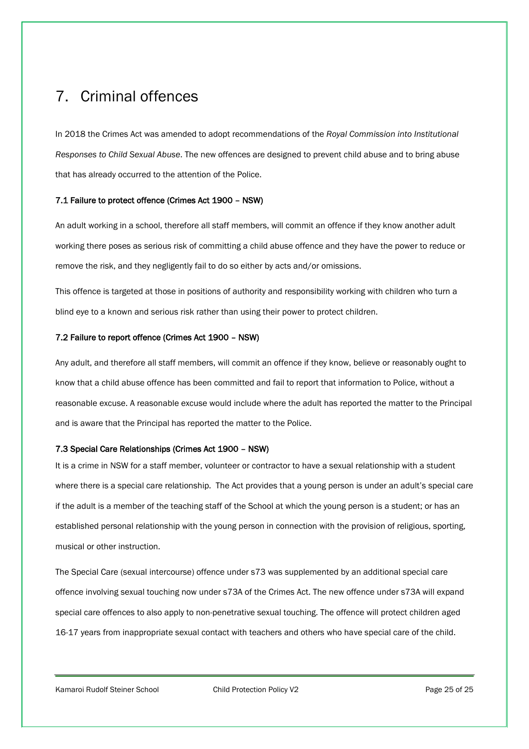# 7. Criminal offences

In 2018 the Crimes Act was amended to adopt recommendations of the *Royal Commission into Institutional Responses to Child Sexual Abuse*. The new offences are designed to prevent child abuse and to bring abuse that has already occurred to the attention of the Police.

#### 7.1 Failure to protect offence (Crimes Act 1900 – NSW)

An adult working in a school, therefore all staff members, will commit an offence if they know another adult working there poses as serious risk of committing a child abuse offence and they have the power to reduce or remove the risk, and they negligently fail to do so either by acts and/or omissions.

This offence is targeted at those in positions of authority and responsibility working with children who turn a blind eye to a known and serious risk rather than using their power to protect children.

#### 7.2 Failure to report offence (Crimes Act 1900 – NSW)

Any adult, and therefore all staff members, will commit an offence if they know, believe or reasonably ought to know that a child abuse offence has been committed and fail to report that information to Police, without a reasonable excuse. A reasonable excuse would include where the adult has reported the matter to the Principal and is aware that the Principal has reported the matter to the Police.

#### 7.3 Special Care Relationships (Crimes Act 1900 – NSW)

It is a crime in NSW for a staff member, volunteer or contractor to have a sexual relationship with a student where there is a special care relationship. The Act provides that a young person is under an adult's special care if the adult is a member of the teaching staff of the School at which the young person is a student; or has an established personal relationship with the young person in connection with the provision of religious, sporting, musical or other instruction.

The Special Care (sexual intercourse) offence under s73 was supplemented by an additional special care offence involving sexual touching now under s73A of the Crimes Act. The new offence under s73A will expand special care offences to also apply to non-penetrative sexual touching. The offence will protect children aged 16-17 years from inappropriate sexual contact with teachers and others who have special care of the child.